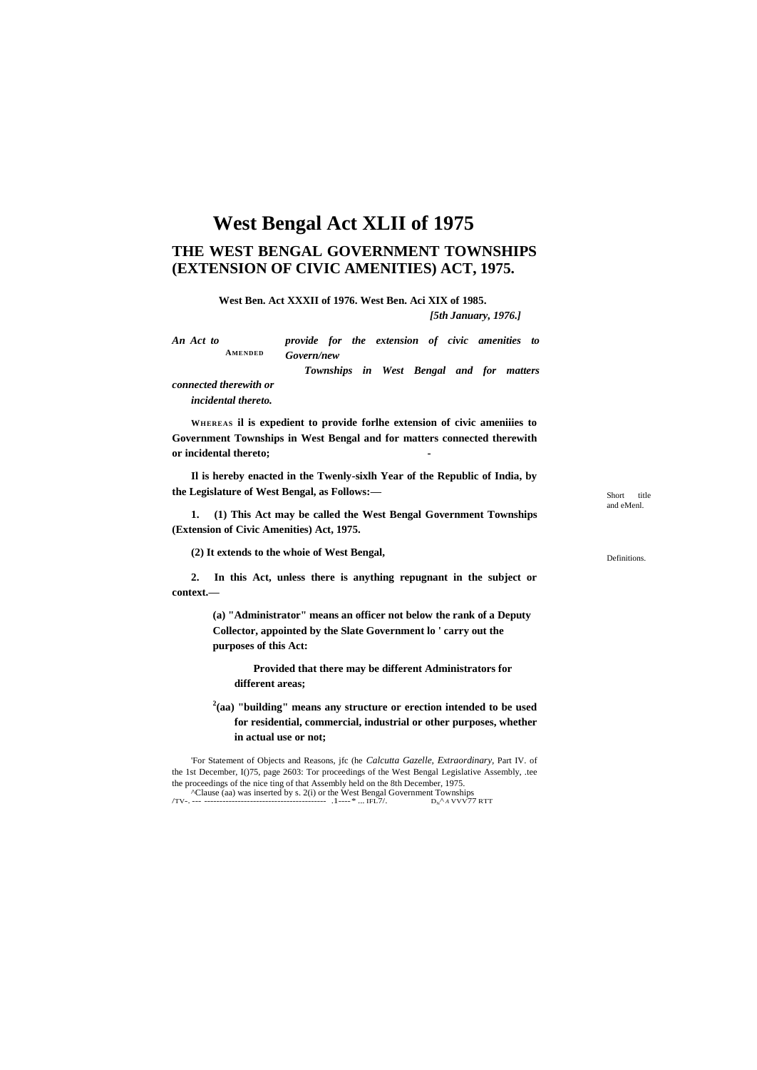# West Bengal Act XLII of 1975

## THE WEST BENGAL GOVERNMENT TOWNSHIPS (EXTENSION OF CIVIC AMENITIES) ACT, 1975.

**AMENDED**

**West Ben. Act XXXII of 1976. West Ben. Aci XIX of 1985.**

***[5th January, 1976.]***

***An Act to provide for the extension of civic amenities to Govern/new Townships in West Bengal and for matters connected therewith or incidental thereto.***

**WHEREAS il is expedient to provide forlhe extension of civic ameniiies to Government Townships in West Bengal and for matters connected therewith or incidental thereto;**

**Il is hereby enacted in the Twenly-sixlh Year of the Republic of India, by the Legislature of West Bengal, as Follows:—**

Short title and eMenl.

**1. (1) This Act may be called the West Bengal Government Townships (Extension of Civic Amenities) Act, 1975.**

**(2) It extends to the whoie of West Bengal,**

Definitions.

**2. In this Act, unless there is anything repugnant in the subject or context.—**

**(a) "Administrator" means an officer not below the rank of a Deputy Collector, appointed by the Slate Government lo ' carry out the purposes of this Act:**

**Provided that there may be different Administrators for different areas;**

**[2](aa) "building" means any structure or erection intended to be used for residential, commercial, industrial or other purposes, whether in actual use or not;**

'For Statement of Objects and Reasons, jfc (he *Calcutta Gazelle, Extraordinary*, Part IV. of the 1st December, I()75, page 2603: Tor proceedings of the West Bengal Legislative Assembly, .tee the proceedings of the nice ting of that Assembly held on the 8th December, 1975.

^Clause (aa) was inserted by s. 2(i) or the West Bengal Government Townships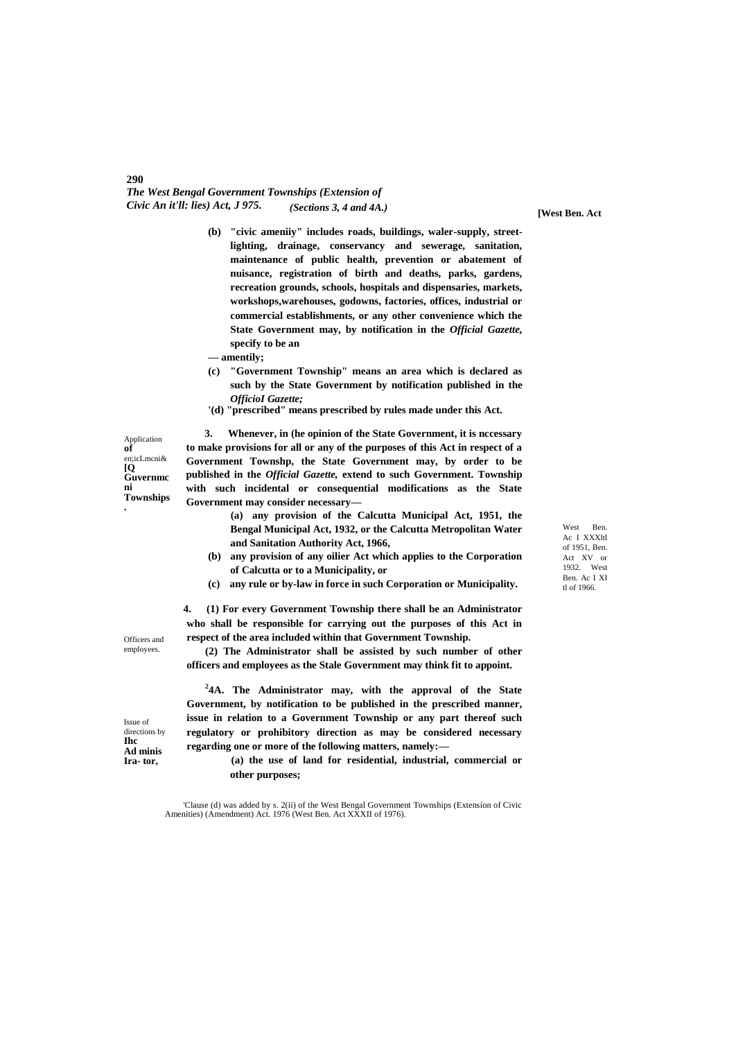(b) "civic ameniiy" includes roads, buildings, waler-supply, street-lighting, drainage, conservancy and sewerage, sanitation, maintenance of public health, prevention or abatement of nuisance, registration of birth and deaths, parks, gardens, recreation grounds, schools, hospitals and dispensaries, markets, workshops,warehouses, godowns, factories, offices, industrial or commercial establishments, or any other convenience which the State Government may, by notification in the *Official Gazette*, specify to be an

— amentily;

(c) "Government Township" means an area which is declared as such by the State Government by notification published in the *OfficioI Gazette;*

'(d) "prescribed" means prescribed by rules made under this Act.

**Application of en;icLmcni& [Q Guvernmcni Townships.**

3. Whenever, in (he opinion of the State Government, it is nccessary to make provisions for all or any of the purposes of this Act in respect of a Government Townshp, the State Government may, by order to be published in the *Official Gazette*, extend to such Government. Township with such incidental or consequential modifications as the State Government may consider necessary—

(a) any provision of the Calcutta Municipal Act, 1951, the Bengal Municipal Act, 1932, or the Calcutta Metropolitan Water and Sanitation Authority Act, 1966,

(b) any provision of any oilier Act which applies to the Corporation of Calcutta or to a Municipality, or

(c) any rule or by-law in force in such Corporation or Municipality.

West Ben. Ac I XXXltl of 1951, Ben. Act XV or 1932. West Ben. Ac I XItl of 1966.

**Officers and employees.**

4. (1) For every Government Township there shall be an Administrator who shall be responsible for carrying out the purposes of this Act in respect of the area included within that Government Township.

(2) The Administrator shall be assisted by such number of other officers and employees as the Stale Government may think fit to appoint.

**Issue of directions by Ihc Ad minis Ira- tor,**

[2]4A. The Administrator may, with the approval of the State Government, by notification to be published in the prescribed manner, issue in relation to a Government Township or any part thereof such regulatory or prohibitory direction as may be considered necessary regarding one or more of the following matters, namely:—

(a) the use of land for residential, industrial, commercial or other purposes;

'Clause (d) was added by s. 2(ii) of the West Bengal Government Townships (Extension of Civic Amenities) (Amendment) Act. 1976 (West Ben. Act XXXII of 1976).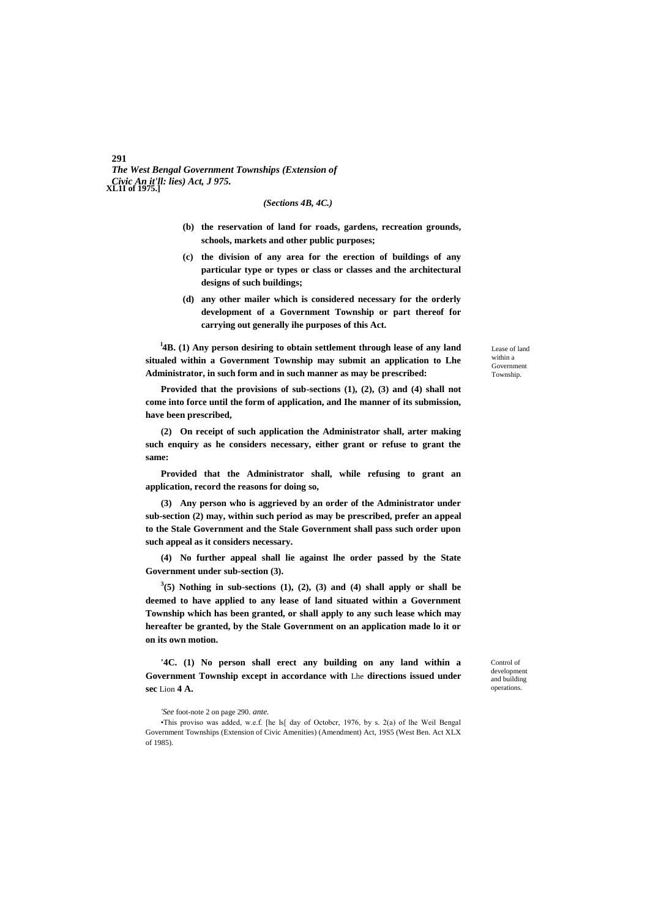*(Sections 4B, 4C.)*

**(b) the reservation of land for roads, gardens, recreation grounds, schools, markets and other public purposes;**

**(c) the division of any area for the erection of buildings of any particular type or types or class or classes and the architectural designs of such buildings;**

**(d) any other mailer which is considered necessary for the orderly development of a Government Township or part thereof for carrying out generally ihe purposes of this Act.**

Lease of land within a Government Township.

**[1]4B. (1) Any person desiring to obtain settlement through lease of any land situaled within a Government Township may submit an application to Lhe Administrator, in such form and in such manner as may be prescribed:**

**Provided that the provisions of sub-sections (1), (2), (3) and (4) shall not come into force until the form of application, and Ihe manner of its submission, have been prescribed,**

**(2) On receipt of such application the Administrator shall, arter making such enquiry as he considers necessary, either grant or refuse to grant the same:**

**Provided that the Administrator shall, while refusing to grant an application, record the reasons for doing so,**

**(3) Any person who is aggrieved by an order of the Administrator under sub-section (2) may, within such period as may be prescribed, prefer an appeal to the Stale Government and the Stale Government shall pass such order upon such appeal as it considers necessary.**

**(4) No further appeal shall lie against lhe order passed by the State Government under sub-section (3).**

**[3](5) Nothing in sub-sections (1), (2), (3) and (4) shall apply or shall be deemed to have applied to any lease of land situated within a Government Township which has been granted, or shall apply to any such lease which may hereafter be granted, by the Stale Government on an application made lo it or on its own motion.**

Control of development and building operations.

**'4C. (1) No person shall erect any building on any land within a Government Township except in accordance with** Lhe **directions issued under sec** Lion **4 A.**

*'See* foot-note 2 on page 290. *ante.*

•This proviso was added, w.e.f. [he ls[ day of Octobcr, 1976, by s. 2(a) of lhe Weil Bengal Government Townships (Extension of Civic Amenities) (Amendment) Act, 19S5 (West Ben. Act XLX of 1985).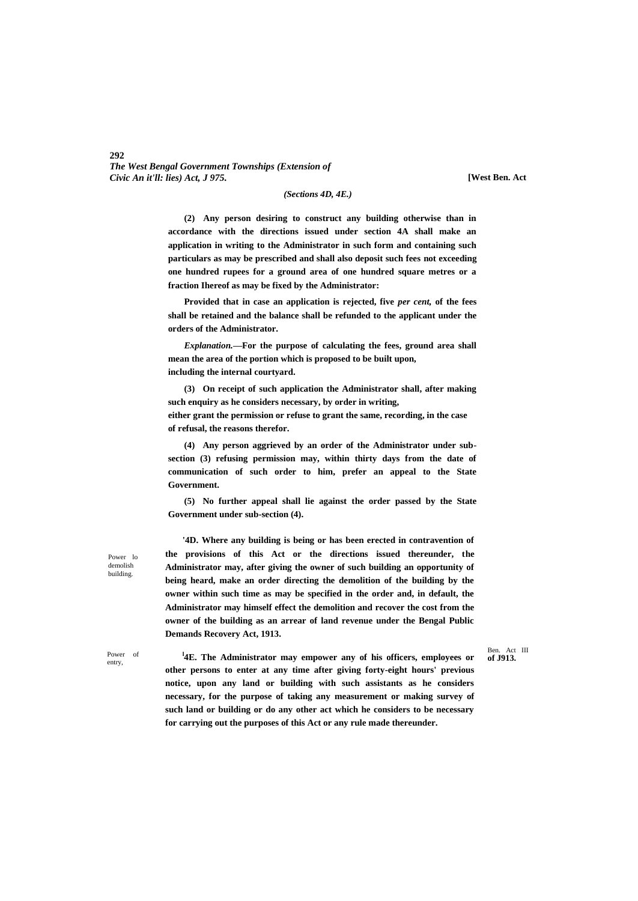*(Sections 4D, 4E.)*

**(2) Any person desiring to construct any building otherwise than in accordance with the directions issued under section 4A shall make an application in writing to the Administrator in such form and containing such particulars as may be prescribed and shall also deposit such fees not exceeding one hundred rupees for a ground area of one hundred square metres or a fraction Ihereof as may be fixed by the Administrator:**

**Provided that in case an application is rejected, five *per cent,* of the fees shall be retained and the balance shall be refunded to the applicant under the orders of the Administrator.**

***Explanation.*—For the purpose of calculating the fees, ground area shall mean the area of the portion which is proposed to be built upon, including the internal courtyard.**

**(3) On receipt of such application the Administrator shall, after making such enquiry as he considers necessary, by order in writing, either grant the permission or refuse to grant the same, recording, in the case of refusal, the reasons therefor.**

**(4) Any person aggrieved by an order of the Administrator under sub-section (3) refusing permission may, within thirty days from the date of communication of such order to him, prefer an appeal to the State Government.**

**(5) No further appeal shall lie against the order passed by the State Government under sub-section (4).**

Power lo demolish building.

**'4D. Where any building is being or has been erected in contravention of the provisions of this Act or the directions issued thereunder, the Administrator may, after giving the owner of such building an opportunity of being heard, make an order directing the demolition of the building by the owner within such time as may be specified in the order and, in default, the Administrator may himself effect the demolition and recover the cost from the owner of the building as an arrear of land revenue under the Bengal Public Demands Recovery Act, 1913.**

Ben. Act III **of J913.**

Power of entry,

**[1]4E. The Administrator may empower any of his officers, employees or other persons to enter at any time after giving forty-eight hours' previous notice, upon any land or building with such assistants as he considers necessary, for the purpose of taking any measurement or making survey of such land or building or do any other act which he considers to be necessary for carrying out the purposes of this Act or any rule made thereunder.**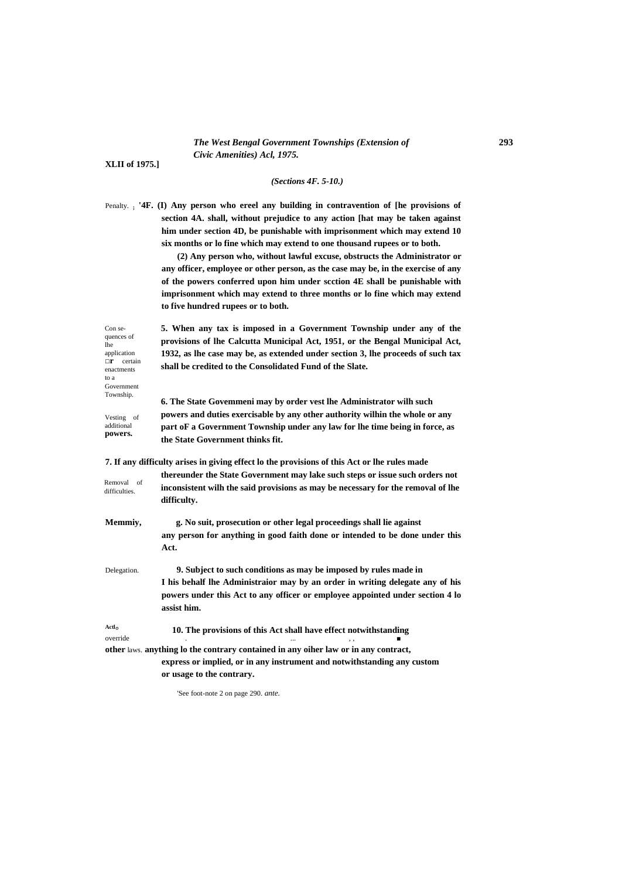**XLII of 1975.]**

*(Sections 4F. 5-10.)*

Penalty. ; **'4F. (I) Any person who ereel any building in contravention of [he provisions of section 4A. shall, without prejudice to any action [hat may be taken against him under section 4D, be punishable with imprisonment which may extend 10 six months or lo fine which may extend to one thousand rupees or to both.**

**(2) Any person who, without lawful excuse, obstructs the Administrator or any officer, employee or other person, as the case may be, in the exercise of any of the powers conferred upon him under scction 4E shall be punishable with imprisonment which may extend to three months or lo fine which may extend to five hundred rupees or to both.**

Con sequences of lhe application □r certain enactments to a Government Township.

**5. When any tax is imposed in a Government Township under any of the provisions of lhe Calcutta Municipal Act, 1951, or the Bengal Municipal Act, 1932, as lhe case may be, as extended under section 3, lhe proceeds of such tax shall be credited to the Consolidated Fund of the Slate.**

Vesting of additional **powers.**

**6. The State Govemmeni may by order vest lhe Administrator wilh such powers and duties exercisable by any other authority wilhin the whole or any part oF a Government Township under any law for lhe time being in force, as the State Government thinks fit.**

Removal of difficulties.

**7. If any difficulty arises in giving effect lo the provisions of this Act or lhe rules made thereunder the State Government may lake such steps or issue such orders not inconsistent wilh the said provisions as may be necessary for the removal of lhe difficulty.**

**Memmiy,**

**g. No suit, prosecution or other legal proceedings shall lie against any person for anything in good faith done or intended to be done under this Act.**

Delegation.

**9. Subject to such conditions as may be imposed by rules made in I his behalf lhe Administraior may by an order in writing delegate any of his powers under this Act to any officer or employee appointed under section 4 lo assist him.**

**Actl**o override **other** laws.

**10. The provisions of this Act shall have effect notwithstanding anything lo the contrary contained in any oiher law or in any contract, express or implied, or in any instrument and notwithstanding any custom or usage to the contrary.**

'See foot-note 2 on page 290. *ante.*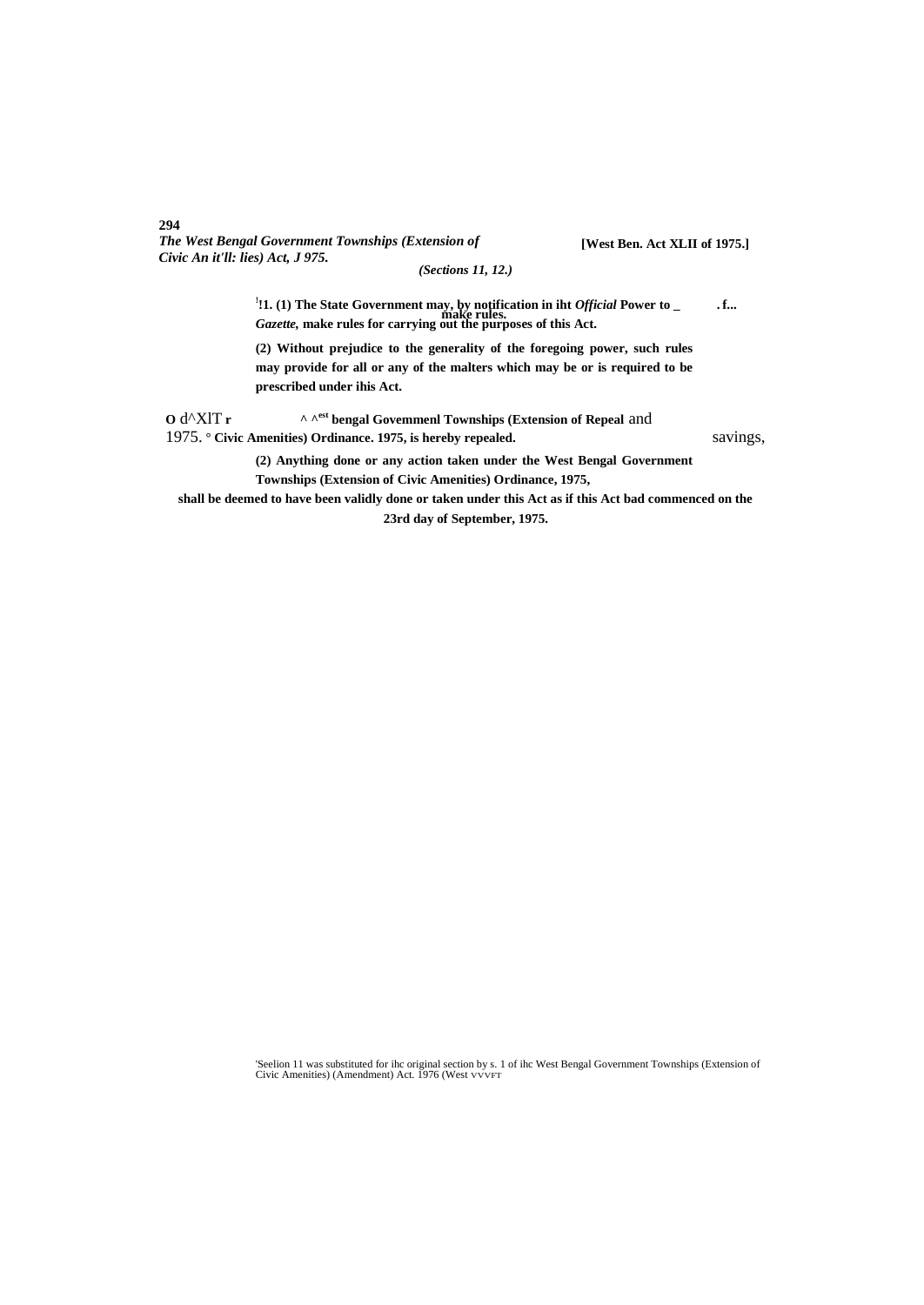*(Sections 11, 12.)*

**[1]11. (1) The State Government may, by notification in the *Official Gazette,* make rules for carrying out the purposes of this Act.** Power to make rules.

**(2) Without prejudice to the generality of the foregoing power, such rules may provide for all or any of the malters which may be or is required to be prescribed under ihis Act.**

**O** d^XlT **r** ^ ^est **bengal Govemmenl Townships (Extension of Civic Amenities) Ordinance. 1975, is hereby repealed.** Repeal and savings,

1975. °

**(2) Anything done or any action taken under the West Bengal Government Townships (Extension of Civic Amenities) Ordinance, 1975,**

**shall be deemed to have been validly done or taken under this Act as if this Act bad commenced on the 23rd day of September, 1975.**

'Seelion 11 was substituted for ihc original section by s. 1 of ihc West Bengal Government Townships (Extension of Civic Amenities) (Amendment) Act. 1976 (West VVVFT